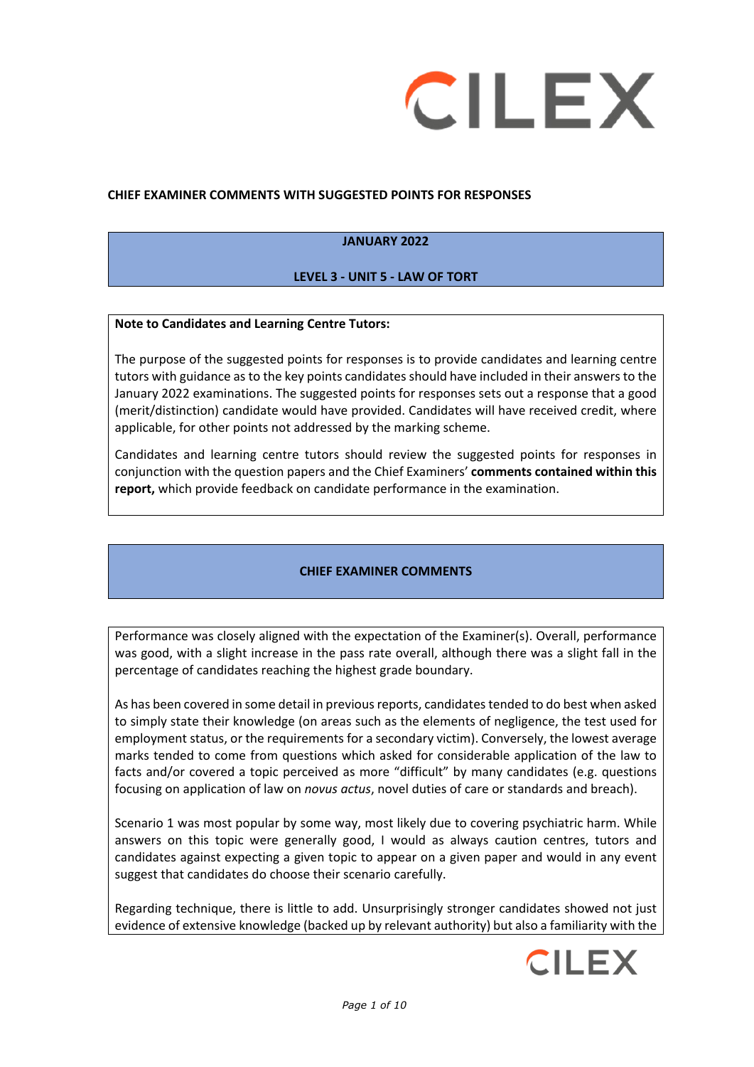**CHIEF EXAMINER COMMENTS WITH SUGGESTED POINTS FOR RESPONSES**

**JANUARY 2022**

**LEVEL 3 - UNIT 5 - LAW OF TORT**

**Note to Candidates and Learning Centre Tutors:**

The purpose of the suggested points for responses is to provide candidates and learning centre tutors with guidance as to the key points candidates should have included in their answers to the January 2022 examinations. The suggested points for responses sets out a response that a good (merit/distinction) candidate would have provided. Candidates will have received credit, where applicable, for other points not addressed by the marking scheme.

Candidates and learning centre tutors should review the suggested points for responses in conjunction with the question papers and the Chief Examiners' **comments contained within this report,** which provide feedback on candidate performance in the examination.

## CHIEF EXAMINER COMMENTS

Performance was closely aligned with the expectation of the Examiner(s). Overall, performance was good, with a slight increase in the pass rate overall, although there was a slight fall in the percentage of candidates reaching the highest grade boundary.

As has been covered in some detail in previous reports, candidates tended to do best when asked to simply state their knowledge (on areas such as the elements of negligence, the test used for employment status, or the requirements for a secondary victim). Conversely, the lowest average marks tended to come from questions which asked for considerable application of the law to facts and/or covered a topic perceived as more "difficult" by many candidates (e.g. questions focusing on application of law on *novus actus*, novel duties of care or standards and breach).

Scenario 1 was most popular by some way, most likely due to covering psychiatric harm. While answers on this topic were generally good, I would as always caution centres, tutors and candidates against expecting a given topic to appear on a given paper and would in any event suggest that candidates do choose their scenario carefully.

Regarding technique, there is little to add. Unsurprisingly stronger candidates showed not just evidence of extensive knowledge (backed up by relevant authority) but also a familiarity with the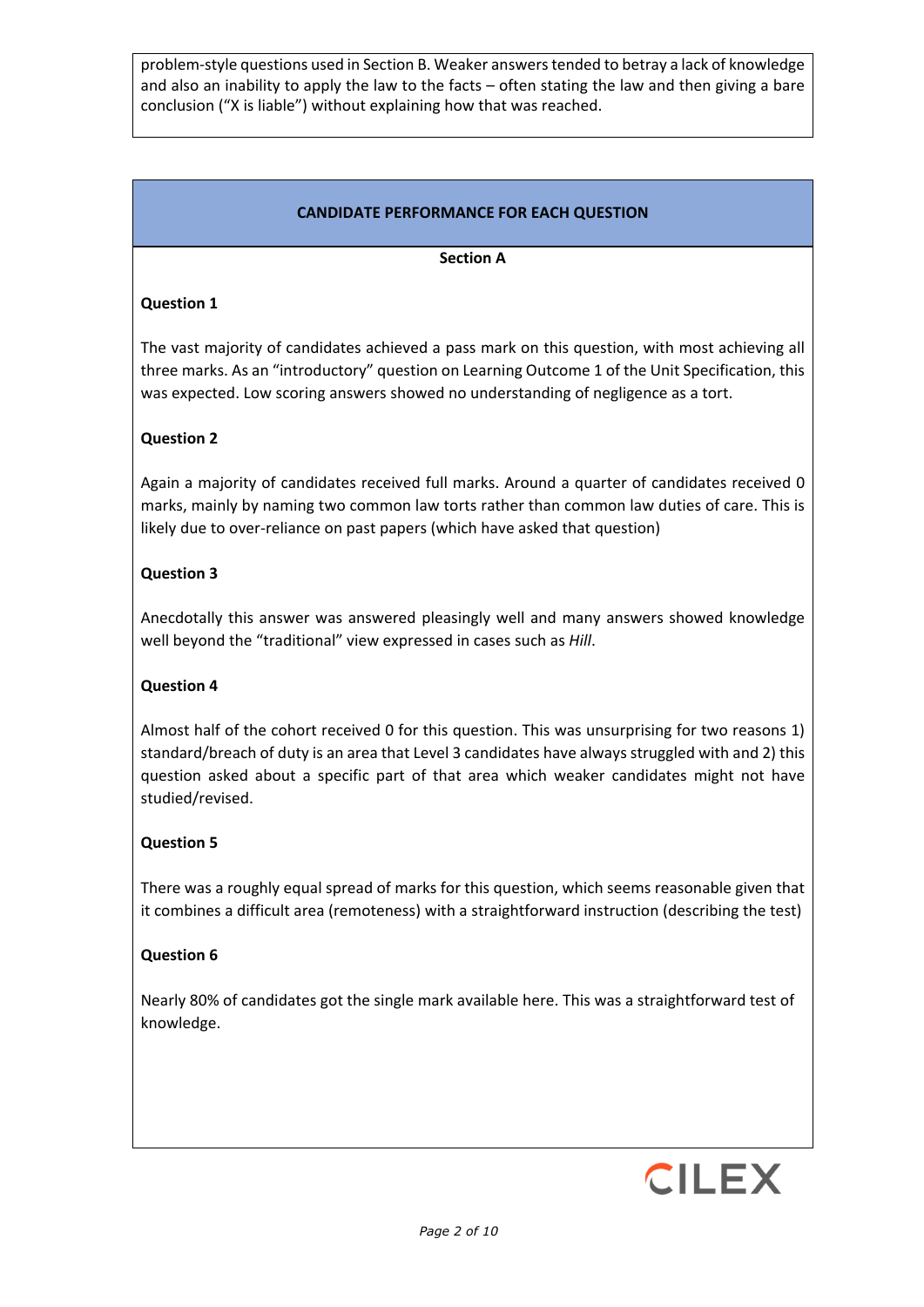problem-style questions used in Section B. Weaker answers tended to betray a lack of knowledge and also an inability to apply the law to the facts – often stating the law and then giving a bare conclusion ("X is liable") without explaining how that was reached.

## CANDIDATE PERFORMANCE FOR EACH QUESTION

### Section A

**Question 1**

The vast majority of candidates achieved a pass mark on this question, with most achieving all three marks. As an "introductory" question on Learning Outcome 1 of the Unit Specification, this was expected. Low scoring answers showed no understanding of negligence as a tort.

**Question 2**

Again a majority of candidates received full marks. Around a quarter of candidates received 0 marks, mainly by naming two common law torts rather than common law duties of care. This is likely due to over-reliance on past papers (which have asked that question)

**Question 3**

Anecdotally this answer was answered pleasingly well and many answers showed knowledge well beyond the "traditional" view expressed in cases such as *Hill*.

**Question 4**

Almost half of the cohort received 0 for this question. This was unsurprising for two reasons 1) standard/breach of duty is an area that Level 3 candidates have always struggled with and 2) this question asked about a specific part of that area which weaker candidates might not have studied/revised.

**Question 5**

There was a roughly equal spread of marks for this question, which seems reasonable given that it combines a difficult area (remoteness) with a straightforward instruction (describing the test)

**Question 6**

Nearly 80% of candidates got the single mark available here. This was a straightforward test of knowledge.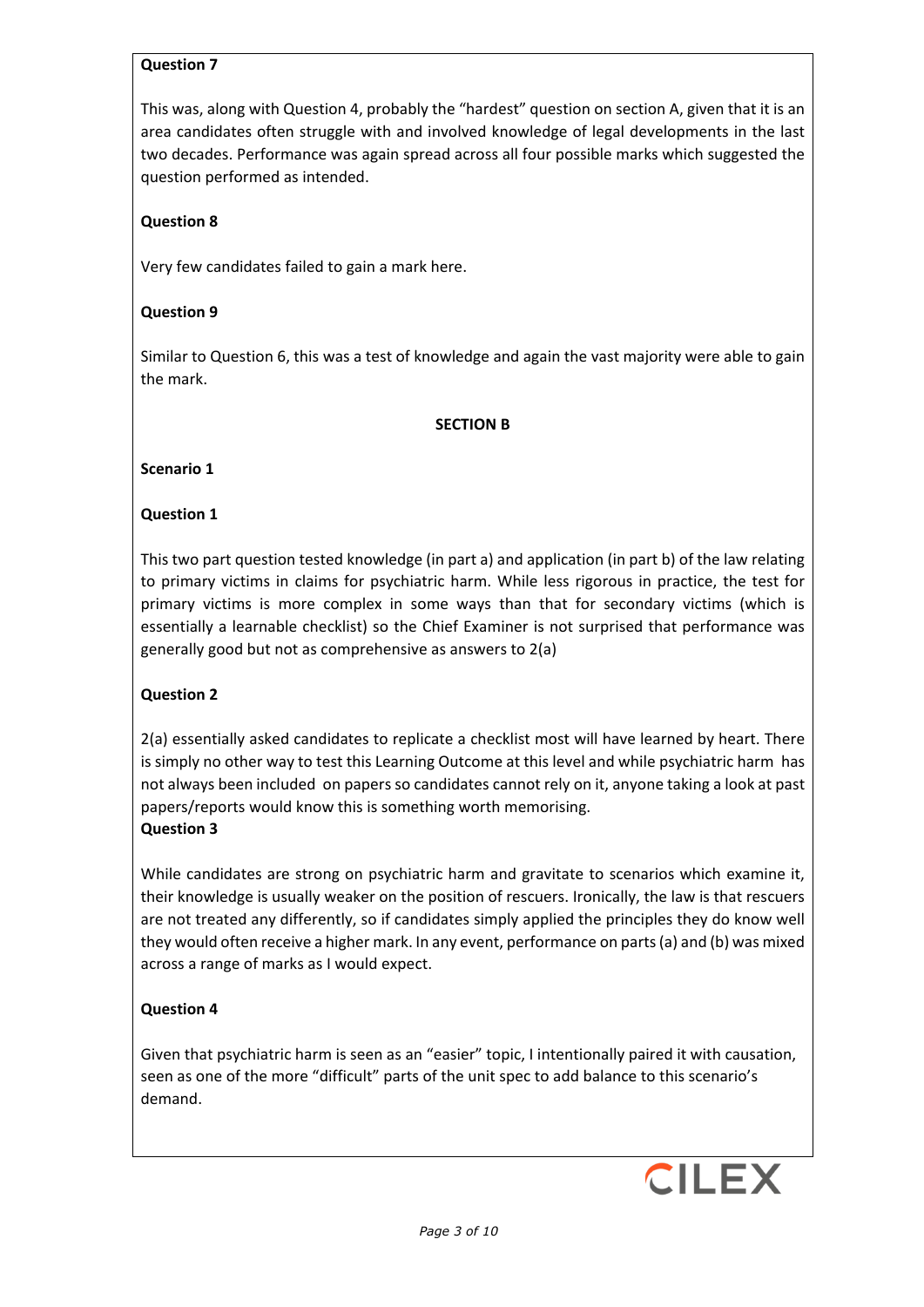**Question 7**

This was, along with Question 4, probably the "hardest" question on section A, given that it is an area candidates often struggle with and involved knowledge of legal developments in the last two decades. Performance was again spread across all four possible marks which suggested the question performed as intended.

**Question 8**

Very few candidates failed to gain a mark here.

**Question 9**

Similar to Question 6, this was a test of knowledge and again the vast majority were able to gain the mark.

## SECTION B

**Scenario 1**

**Question 1**

This two part question tested knowledge (in part a) and application (in part b) of the law relating to primary victims in claims for psychiatric harm. While less rigorous in practice, the test for primary victims is more complex in some ways than that for secondary victims (which is essentially a learnable checklist) so the Chief Examiner is not surprised that performance was generally good but not as comprehensive as answers to 2(a)

**Question 2**

2(a) essentially asked candidates to replicate a checklist most will have learned by heart. There is simply no other way to test this Learning Outcome at this level and while psychiatric harm has not always been included on papers so candidates cannot rely on it, anyone taking a look at past papers/reports would know this is something worth memorising.

**Question 3**

While candidates are strong on psychiatric harm and gravitate to scenarios which examine it, their knowledge is usually weaker on the position of rescuers. Ironically, the law is that rescuers are not treated any differently, so if candidates simply applied the principles they do know well they would often receive a higher mark. In any event, performance on parts (a) and (b) was mixed across a range of marks as I would expect.

**Question 4**

Given that psychiatric harm is seen as an "easier" topic, I intentionally paired it with causation, seen as one of the more "difficult" parts of the unit spec to add balance to this scenario's demand.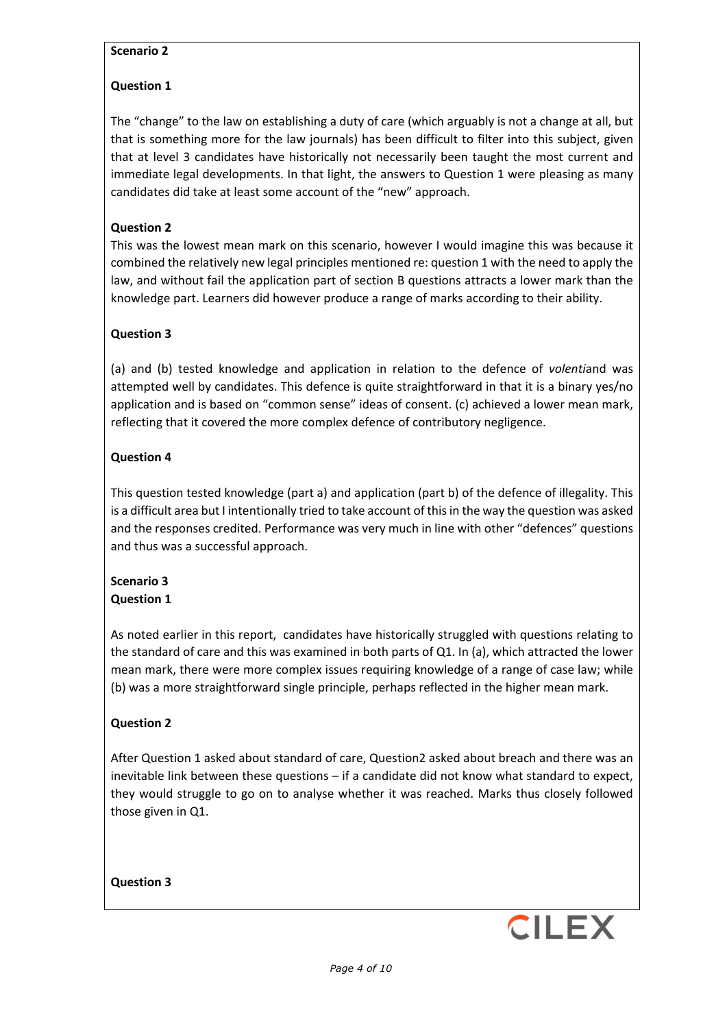**Scenario 2**

**Question 1**

The "change" to the law on establishing a duty of care (which arguably is not a change at all, but that is something more for the law journals) has been difficult to filter into this subject, given that at level 3 candidates have historically not necessarily been taught the most current and immediate legal developments. In that light, the answers to Question 1 were pleasing as many candidates did take at least some account of the "new" approach.

**Question 2**

This was the lowest mean mark on this scenario, however I would imagine this was because it combined the relatively new legal principles mentioned re: question 1 with the need to apply the law, and without fail the application part of section B questions attracts a lower mark than the knowledge part. Learners did however produce a range of marks according to their ability.

**Question 3**

(a) and (b) tested knowledge and application in relation to the defence of *volenti*and was attempted well by candidates. This defence is quite straightforward in that it is a binary yes/no application and is based on "common sense" ideas of consent. (c) achieved a lower mean mark, reflecting that it covered the more complex defence of contributory negligence.

**Question 4**

This question tested knowledge (part a) and application (part b) of the defence of illegality. This is a difficult area but I intentionally tried to take account of this in the way the question was asked and the responses credited. Performance was very much in line with other "defences" questions and thus was a successful approach.

**Scenario 3**

**Question 1**

As noted earlier in this report, candidates have historically struggled with questions relating to the standard of care and this was examined in both parts of Q1. In (a), which attracted the lower mean mark, there were more complex issues requiring knowledge of a range of case law; while (b) was a more straightforward single principle, perhaps reflected in the higher mean mark.

**Question 2**

After Question 1 asked about standard of care, Question2 asked about breach and there was an inevitable link between these questions – if a candidate did not know what standard to expect, they would struggle to go on to analyse whether it was reached. Marks thus closely followed those given in Q1.

**Question 3**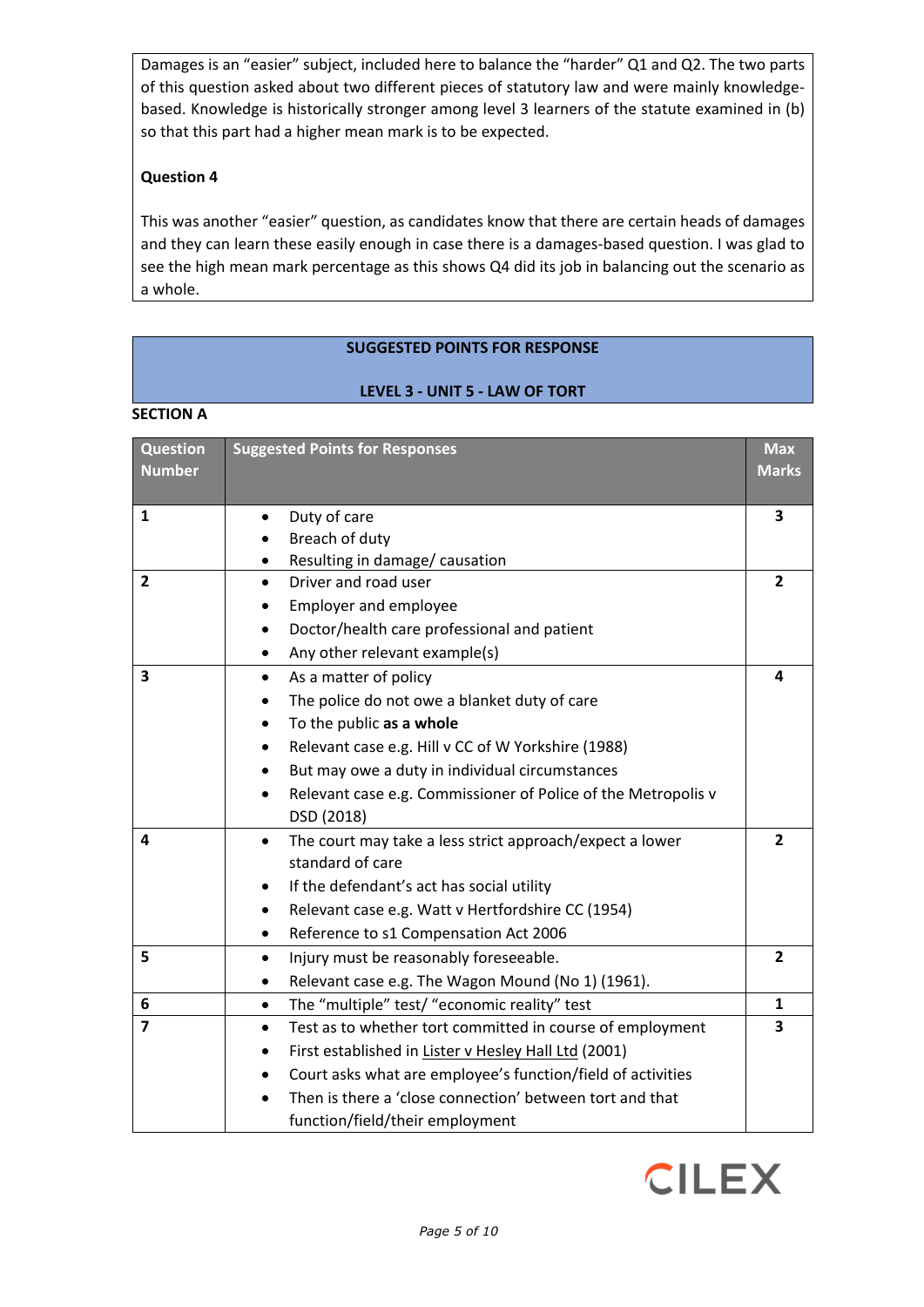Damages is an "easier" subject, included here to balance the "harder" Q1 and Q2. The two parts of this question asked about two different pieces of statutory law and were mainly knowledge-based. Knowledge is historically stronger among level 3 learners of the statute examined in (b) so that this part had a higher mean mark is to be expected.

**Question 4**

This was another "easier" question, as candidates know that there are certain heads of damages and they can learn these easily enough in case there is a damages-based question. I was glad to see the high mean mark percentage as this shows Q4 did its job in balancing out the scenario as a whole.

**SUGGESTED POINTS FOR RESPONSE**

**LEVEL 3 - UNIT 5 - LAW OF TORT**

**SECTION A**

| Question Number | Suggested Points for Responses | Max Marks |
|---|---|---|
| **1** | • Duty of care<br>• Breach of duty<br>• Resulting in damage/ causation | **3** |
| **2** | • Driver and road user<br>• Employer and employee<br>• Doctor/health care professional and patient<br>• Any other relevant example(s) | **2** |
| **3** | • As a matter of policy<br>• The police do not owe a blanket duty of care<br>• To the public **as a whole**<br>• Relevant case e.g. Hill v CC of W Yorkshire (1988)<br>• But may owe a duty in individual circumstances<br>• Relevant case e.g. Commissioner of Police of the Metropolis v DSD (2018) | **4** |
| **4** | • The court may take a less strict approach/expect a lower standard of care<br>• If the defendant's act has social utility<br>• Relevant case e.g. Watt v Hertfordshire CC (1954)<br>• Reference to s1 Compensation Act 2006 | **2** |
| **5** | • Injury must be reasonably foreseeable.<br>• Relevant case e.g. The Wagon Mound (No 1) (1961). | **2** |
| **6** | • The "multiple" test/ "economic reality" test | **1** |
| **7** | • Test as to whether tort committed in course of employment<br>• First established in Lister v Hesley Hall Ltd (2001)<br>• Court asks what are employee's function/field of activities<br>• Then is there a 'close connection' between tort and that function/field/their employment | **3** |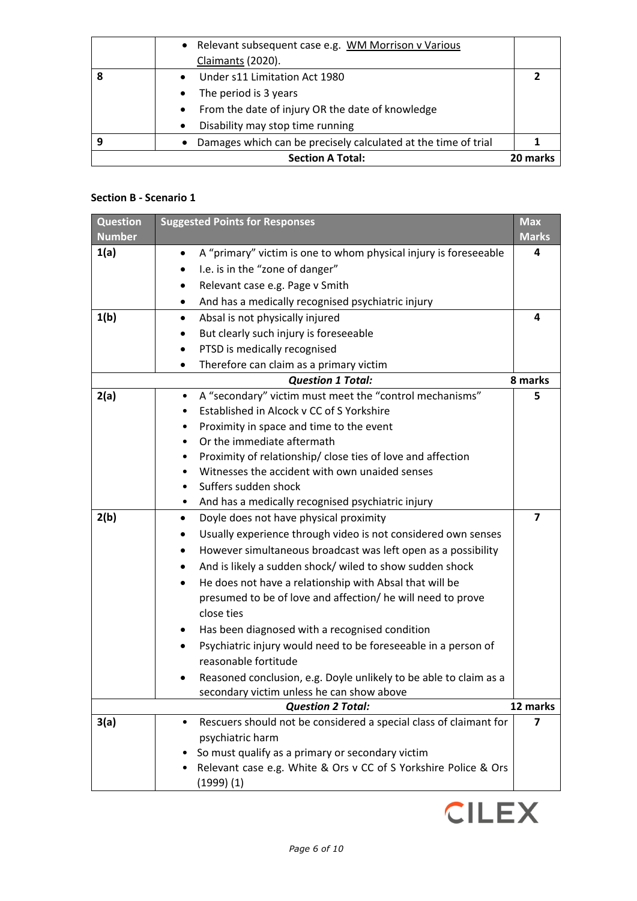| | | |
|---|---|---|
| | • Relevant subsequent case e.g. <u>WM Morrison v Various Claimants</u> (2020). | |
| 8 | • Under s11 Limitation Act 1980<br>• The period is 3 years<br>• From the date of injury OR the date of knowledge<br>• Disability may stop time running | 2 |
| 9 | • Damages which can be precisely calculated at the time of trial | 1 |
| | **Section A Total:** | **20 marks** |

**Section B - Scenario 1**

| Question Number | Suggested Points for Responses | Max Marks |
|---|---|---|
| **1(a)** | • A "primary" victim is one to whom physical injury is foreseeable<br>• I.e. is in the "zone of danger"<br>• Relevant case e.g. Page v Smith<br>• And has a medically recognised psychiatric injury | 4 |
| **1(b)** | • Absal is not physically injured<br>• But clearly such injury is foreseeable<br>• PTSD is medically recognised<br>• Therefore can claim as a primary victim | 4 |
| | ***Question 1 Total:*** | **8 marks** |
| **2(a)** | • A "secondary" victim must meet the "control mechanisms"<br>• Established in Alcock v CC of S Yorkshire<br>• Proximity in space and time to the event<br>• Or the immediate aftermath<br>• Proximity of relationship/ close ties of love and affection<br>• Witnesses the accident with own unaided senses<br>• Suffers sudden shock<br>• And has a medically recognised psychiatric injury | 5 |
| **2(b)** | • Doyle does not have physical proximity<br>• Usually experience through video is not considered own senses<br>• However simultaneous broadcast was left open as a possibility<br>• And is likely a sudden shock/ wiled to show sudden shock<br>• He does not have a relationship with Absal that will be presumed to be of love and affection/ he will need to prove close ties<br>• Has been diagnosed with a recognised condition<br>• Psychiatric injury would need to be foreseeable in a person of reasonable fortitude<br>• Reasoned conclusion, e.g. Doyle unlikely to be able to claim as a secondary victim unless he can show above | 7 |
| | ***Question 2 Total:*** | **12 marks** |
| **3(a)** | • Rescuers should not be considered a special class of claimant for psychiatric harm<br>• So must qualify as a primary or secondary victim<br>• Relevant case e.g. White & Ors v CC of S Yorkshire Police & Ors (1999) (1) | 7 |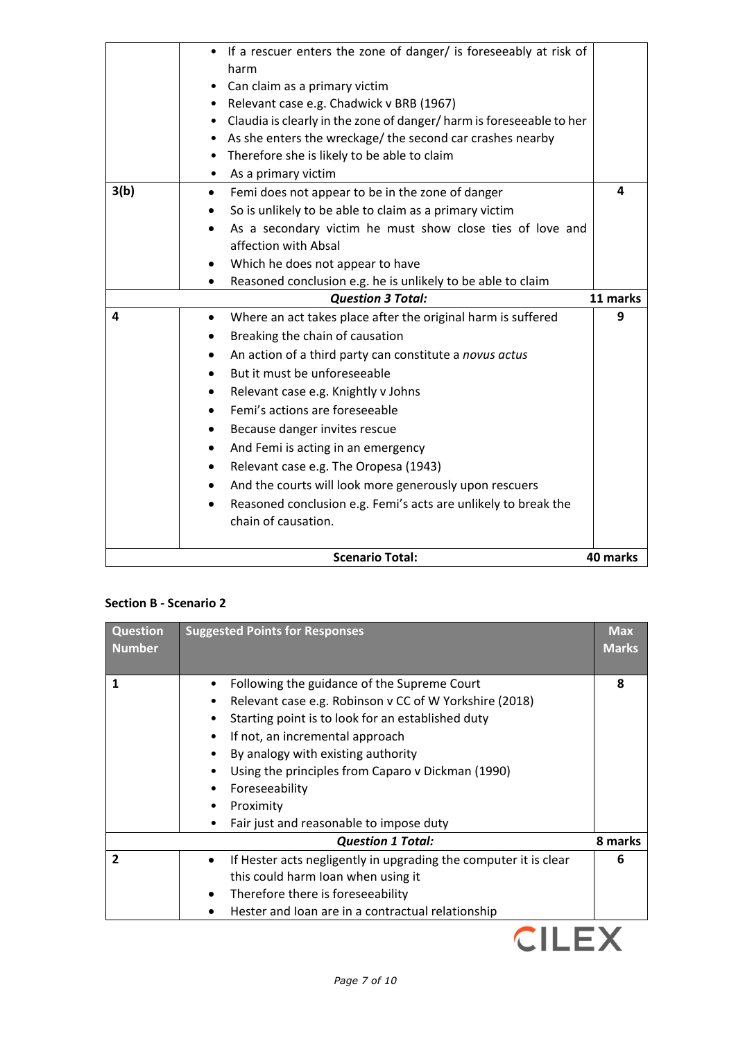| | | |
|---|---|---|
| | • If a rescuer enters the zone of danger/ is foreseeably at risk of harm<br>• Can claim as a primary victim<br>• Relevant case e.g. Chadwick v BRB (1967)<br>• Claudia is clearly in the zone of danger/ harm is foreseeable to her<br>• As she enters the wreckage/ the second car crashes nearby<br>• Therefore she is likely to be able to claim<br>• As a primary victim | |
| **3(b)** | • Femi does not appear to be in the zone of danger<br>• So is unlikely to be able to claim as a primary victim<br>• As a secondary victim he must show close ties of love and affection with Absal<br>• Which he does not appear to have<br>• Reasoned conclusion e.g. he is unlikely to be able to claim | **4** |
| | ***Question 3 Total:*** | **11 marks** |
| **4** | • Where an act takes place after the original harm is suffered<br>• Breaking the chain of causation<br>• An action of a third party can constitute a *novus actus*<br>• But it must be unforeseeable<br>• Relevant case e.g. Knightly v Johns<br>• Femi's actions are foreseeable<br>• Because danger invites rescue<br>• And Femi is acting in an emergency<br>• Relevant case e.g. The Oropesa (1943)<br>• And the courts will look more generously upon rescuers<br>• Reasoned conclusion e.g. Femi's acts are unlikely to break the chain of causation. | **9** |
| | **Scenario Total:** | **40 marks** |

**Section B - Scenario 2**

| Question Number | Suggested Points for Responses | Max Marks |
|---|---|---|
| **1** | • Following the guidance of the Supreme Court<br>• Relevant case e.g. Robinson v CC of W Yorkshire (2018)<br>• Starting point is to look for an established duty<br>• If not, an incremental approach<br>• By analogy with existing authority<br>• Using the principles from Caparo v Dickman (1990)<br>• Foreseeability<br>• Proximity<br>• Fair just and reasonable to impose duty | **8** |
| | ***Question 1 Total:*** | **8 marks** |
| **2** | • If Hester acts negligently in upgrading the computer it is clear this could harm Ioan when using it<br>• Therefore there is foreseeability<br>• Hester and Ioan are in a contractual relationship | **6** |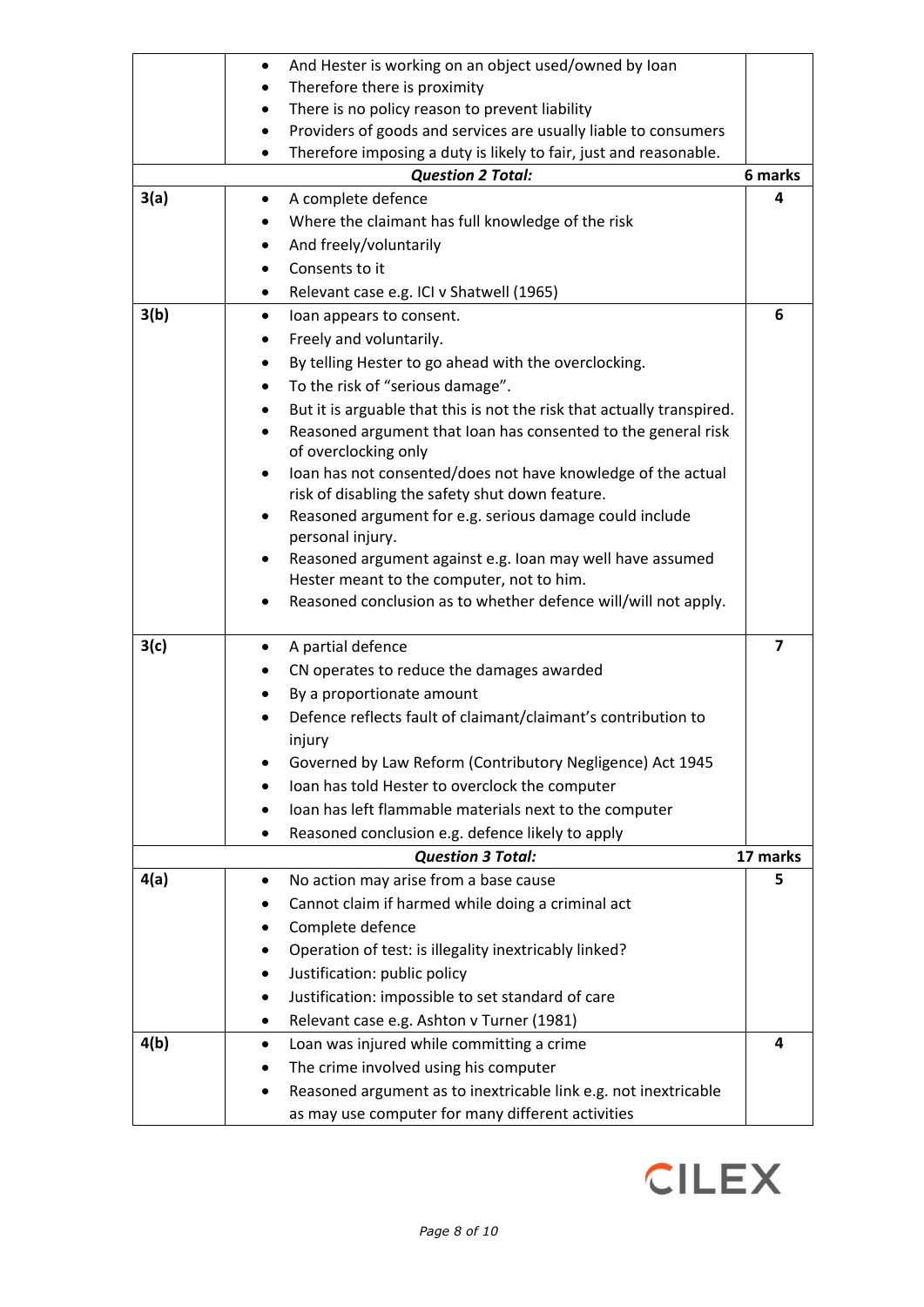| | | |
|---|---|---|
| | • And Hester is working on an object used/owned by Ioan<br>• Therefore there is proximity<br>• There is no policy reason to prevent liability<br>• Providers of goods and services are usually liable to consumers<br>• Therefore imposing a duty is likely to fair, just and reasonable. | |
| | ***Question 2 Total:*** | **6 marks** |
| **3(a)** | • A complete defence<br>• Where the claimant has full knowledge of the risk<br>• And freely/voluntarily<br>• Consents to it<br>• Relevant case e.g. ICI v Shatwell (1965) | **4** |
| **3(b)** | • Ioan appears to consent.<br>• Freely and voluntarily.<br>• By telling Hester to go ahead with the overclocking.<br>• To the risk of "serious damage".<br>• But it is arguable that this is not the risk that actually transpired.<br>• Reasoned argument that Ioan has consented to the general risk of overclocking only<br>• Ioan has not consented/does not have knowledge of the actual risk of disabling the safety shut down feature.<br>• Reasoned argument for e.g. serious damage could include personal injury.<br>• Reasoned argument against e.g. Ioan may well have assumed Hester meant to the computer, not to him.<br>• Reasoned conclusion as to whether defence will/will not apply. | **6** |
| **3(c)** | • A partial defence<br>• CN operates to reduce the damages awarded<br>• By a proportionate amount<br>• Defence reflects fault of claimant/claimant's contribution to injury<br>• Governed by Law Reform (Contributory Negligence) Act 1945<br>• Ioan has told Hester to overclock the computer<br>• Ioan has left flammable materials next to the computer<br>• Reasoned conclusion e.g. defence likely to apply | **7** |
| | ***Question 3 Total:*** | **17 marks** |
| **4(a)** | • No action may arise from a base cause<br>• Cannot claim if harmed while doing a criminal act<br>• Complete defence<br>• Operation of test: is illegality inextricably linked?<br>• Justification: public policy<br>• Justification: impossible to set standard of care<br>• Relevant case e.g. Ashton v Turner (1981) | **5** |
| **4(b)** | • Loan was injured while committing a crime<br>• The crime involved using his computer<br>• Reasoned argument as to inextricable link e.g. not inextricable as may use computer for many different activities | **4** |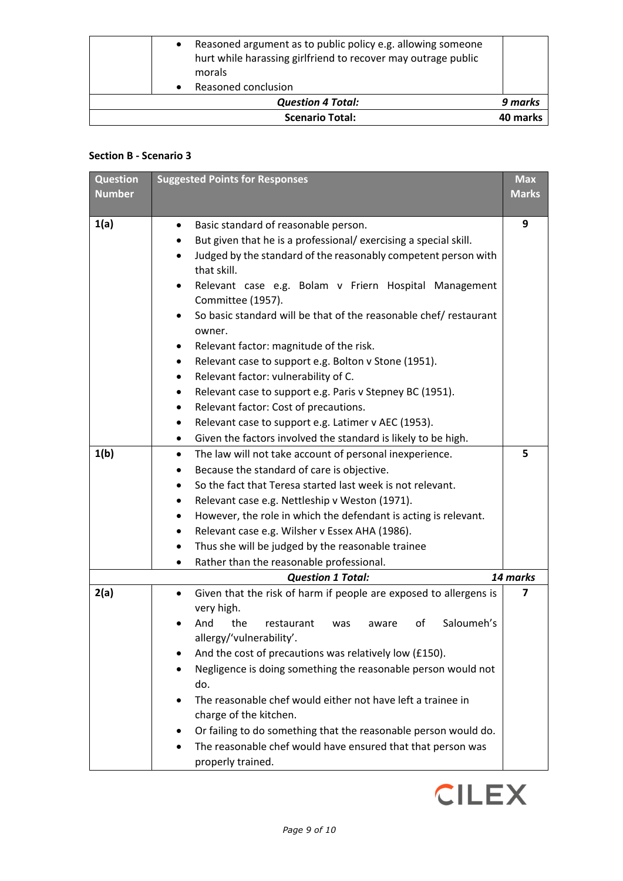| | • Reasoned argument as to public policy e.g. allowing someone hurt while harassing girlfriend to recover may outrage public morals<br>• Reasoned conclusion | |
|---|---|---|
| | ***Question 4 Total:*** | ***9 marks*** |
| | **Scenario Total:** | **40 marks** |

**Section B - Scenario 3**

| Question Number | Suggested Points for Responses | Max Marks |
|---|---|---|
| **1(a)** | • Basic standard of reasonable person.<br>• But given that he is a professional/ exercising a special skill.<br>• Judged by the standard of the reasonably competent person with that skill.<br>• Relevant case e.g. Bolam v Friern Hospital Management Committee (1957).<br>• So basic standard will be that of the reasonable chef/ restaurant owner.<br>• Relevant factor: magnitude of the risk.<br>• Relevant case to support e.g. Bolton v Stone (1951).<br>• Relevant factor: vulnerability of C.<br>• Relevant case to support e.g. Paris v Stepney BC (1951).<br>• Relevant factor: Cost of precautions.<br>• Relevant case to support e.g. Latimer v AEC (1953).<br>• Given the factors involved the standard is likely to be high. | **9** |
| **1(b)** | • The law will not take account of personal inexperience.<br>• Because the standard of care is objective.<br>• So the fact that Teresa started last week is not relevant.<br>• Relevant case e.g. Nettleship v Weston (1971).<br>• However, the role in which the defendant is acting is relevant.<br>• Relevant case e.g. Wilsher v Essex AHA (1986).<br>• Thus she will be judged by the reasonable trainee<br>• Rather than the reasonable professional. | **5** |
| | ***Question 1 Total:*** | ***14 marks*** |
| **2(a)** | • Given that the risk of harm if people are exposed to allergens is very high.<br>• And the restaurant was aware of Saloumeh's allergy/'vulnerability'.<br>• And the cost of precautions was relatively low (£150).<br>• Negligence is doing something the reasonable person would not do.<br>• The reasonable chef would either not have left a trainee in charge of the kitchen.<br>• Or failing to do something that the reasonable person would do.<br>• The reasonable chef would have ensured that that person was properly trained. | **7** |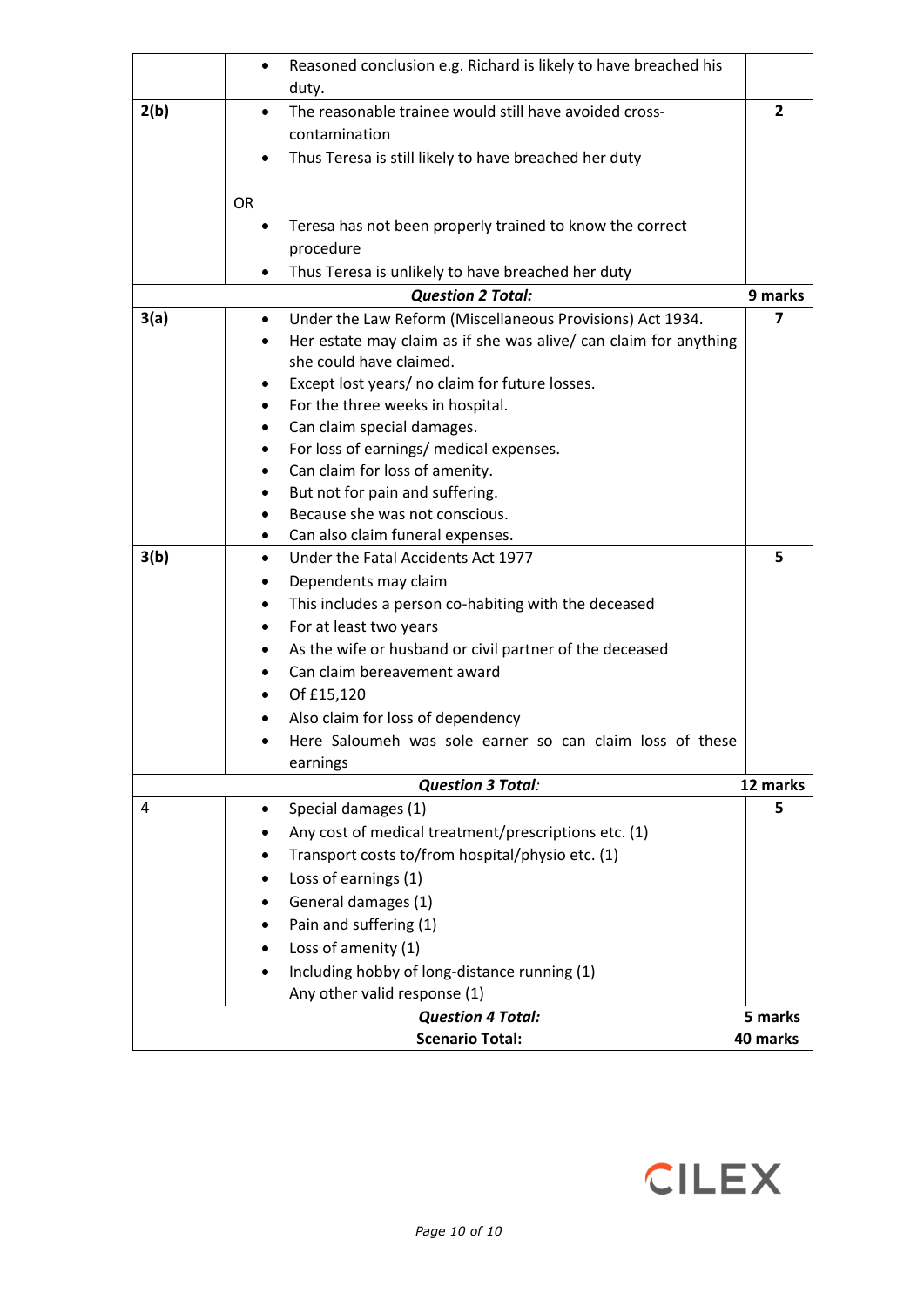| | | |
|---|---|---|
| | • Reasoned conclusion e.g. Richard is likely to have breached his duty. | |
| **2(b)** | • The reasonable trainee would still have avoided cross-contamination<br>• Thus Teresa is still likely to have breached her duty<br><br>OR<br>• Teresa has not been properly trained to know the correct procedure<br>• Thus Teresa is unlikely to have breached her duty | **2** |
| | ***Question 2 Total:*** | **9 marks** |
| **3(a)** | • Under the Law Reform (Miscellaneous Provisions) Act 1934.<br>• Her estate may claim as if she was alive/ can claim for anything she could have claimed.<br>• Except lost years/ no claim for future losses.<br>• For the three weeks in hospital.<br>• Can claim special damages.<br>• For loss of earnings/ medical expenses.<br>• Can claim for loss of amenity.<br>• But not for pain and suffering.<br>• Because she was not conscious.<br>• Can also claim funeral expenses. | **7** |
| **3(b)** | • Under the Fatal Accidents Act 1977<br>• Dependents may claim<br>• This includes a person co-habiting with the deceased<br>• For at least two years<br>• As the wife or husband or civil partner of the deceased<br>• Can claim bereavement award<br>• Of £15,120<br>• Also claim for loss of dependency<br>• Here Saloumeh was sole earner so can claim loss of these earnings | **5** |
| | ***Question 3 Total:*** | **12 marks** |
| 4 | • Special damages (1)<br>• Any cost of medical treatment/prescriptions etc. (1)<br>• Transport costs to/from hospital/physio etc. (1)<br>• Loss of earnings (1)<br>• General damages (1)<br>• Pain and suffering (1)<br>• Loss of amenity (1)<br>• Including hobby of long-distance running (1)<br>Any other valid response (1) | **5** |
| | ***Question 4 Total:*** | **5 marks** |
| | **Scenario Total:** | **40 marks** |

CILEX